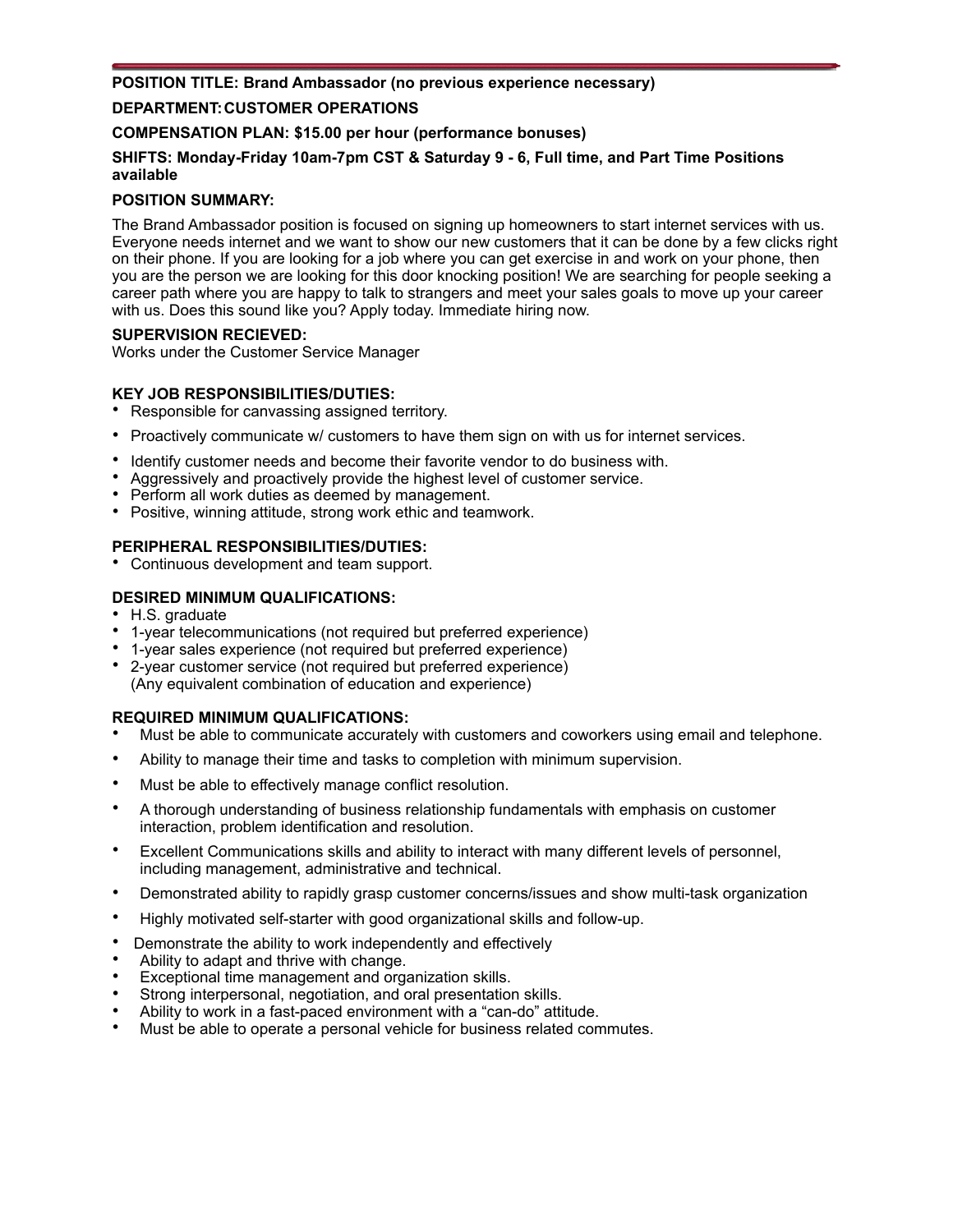**POSITION TITLE: Brand Ambassador (no previous experience necessary)**

**DEPARTMENT: CUSTOMER OPERATIONS**

**COMPENSATION PLAN: $15.00 per hour (performance bonuses)**

**SHIFTS: Monday-Friday 10am-7pm CST & Saturday 9 - 6, Full time, and Part Time Positions available**

**POSITION SUMMARY:**

The Brand Ambassador position is focused on signing up homeowners to start internet services with us. Everyone needs internet and we want to show our new customers that it can be done by a few clicks right on their phone. If you are looking for a job where you can get exercise in and work on your phone, then you are the person we are looking for this door knocking position! We are searching for people seeking a career path where you are happy to talk to strangers and meet your sales goals to move up your career with us. Does this sound like you? Apply today. Immediate hiring now.

**SUPERVISION RECIEVED:**
Works under the Customer Service Manager

**KEY JOB RESPONSIBILITIES/DUTIES:**

- Responsible for canvassing assigned territory.
- Proactively communicate w/ customers to have them sign on with us for internet services.
- Identify customer needs and become their favorite vendor to do business with.
- Aggressively and proactively provide the highest level of customer service.
- Perform all work duties as deemed by management.
- Positive, winning attitude, strong work ethic and teamwork.

**PERIPHERAL RESPONSIBILITIES/DUTIES:**

- Continuous development and team support.

**DESIRED MINIMUM QUALIFICATIONS:**

- H.S. graduate
- 1-year telecommunications (not required but preferred experience)
- 1-year sales experience (not required but preferred experience)
- 2-year customer service (not required but preferred experience)
  (Any equivalent combination of education and experience)

**REQUIRED MINIMUM QUALIFICATIONS:**

- Must be able to communicate accurately with customers and coworkers using email and telephone.
- Ability to manage their time and tasks to completion with minimum supervision.
- Must be able to effectively manage conflict resolution.
- A thorough understanding of business relationship fundamentals with emphasis on customer interaction, problem identification and resolution.
- Excellent Communications skills and ability to interact with many different levels of personnel, including management, administrative and technical.
- Demonstrated ability to rapidly grasp customer concerns/issues and show multi-task organization
- Highly motivated self-starter with good organizational skills and follow-up.
- Demonstrate the ability to work independently and effectively
- Ability to adapt and thrive with change.
- Exceptional time management and organization skills.
- Strong interpersonal, negotiation, and oral presentation skills.
- Ability to work in a fast-paced environment with a "can-do" attitude.
- Must be able to operate a personal vehicle for business related commutes.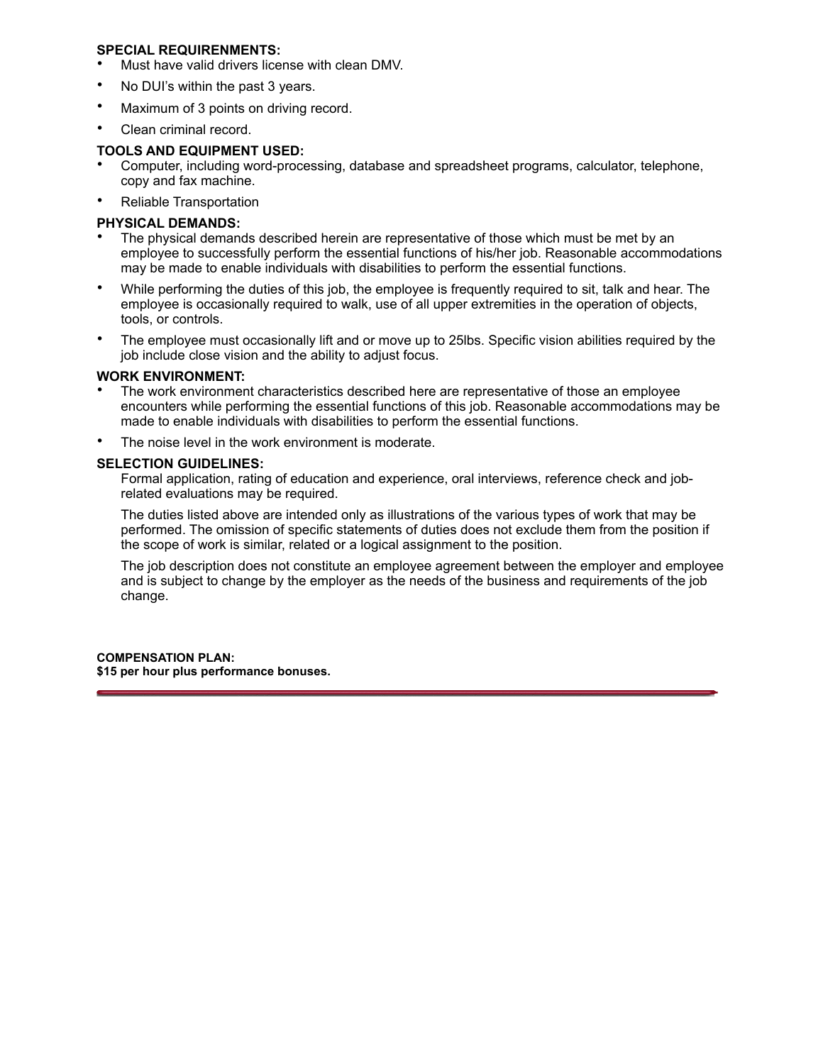**SPECIAL REQUIRENMENTS:**

- Must have valid drivers license with clean DMV.
- No DUI's within the past 3 years.
- Maximum of 3 points on driving record.
- Clean criminal record.

**TOOLS AND EQUIPMENT USED:**

- Computer, including word-processing, database and spreadsheet programs, calculator, telephone, copy and fax machine.
- Reliable Transportation

**PHYSICAL DEMANDS:**

- The physical demands described herein are representative of those which must be met by an employee to successfully perform the essential functions of his/her job. Reasonable accommodations may be made to enable individuals with disabilities to perform the essential functions.
- While performing the duties of this job, the employee is frequently required to sit, talk and hear. The employee is occasionally required to walk, use of all upper extremities in the operation of objects, tools, or controls.
- The employee must occasionally lift and or move up to 25lbs. Specific vision abilities required by the job include close vision and the ability to adjust focus.

**WORK ENVIRONMENT:**

- The work environment characteristics described here are representative of those an employee encounters while performing the essential functions of this job. Reasonable accommodations may be made to enable individuals with disabilities to perform the essential functions.
- The noise level in the work environment is moderate.

**SELECTION GUIDELINES:**

Formal application, rating of education and experience, oral interviews, reference check and job-related evaluations may be required.

The duties listed above are intended only as illustrations of the various types of work that may be performed. The omission of specific statements of duties does not exclude them from the position if the scope of work is similar, related or a logical assignment to the position.

The job description does not constitute an employee agreement between the employer and employee and is subject to change by the employer as the needs of the business and requirements of the job change.

**COMPENSATION PLAN:**
**$15 per hour plus performance bonuses.**